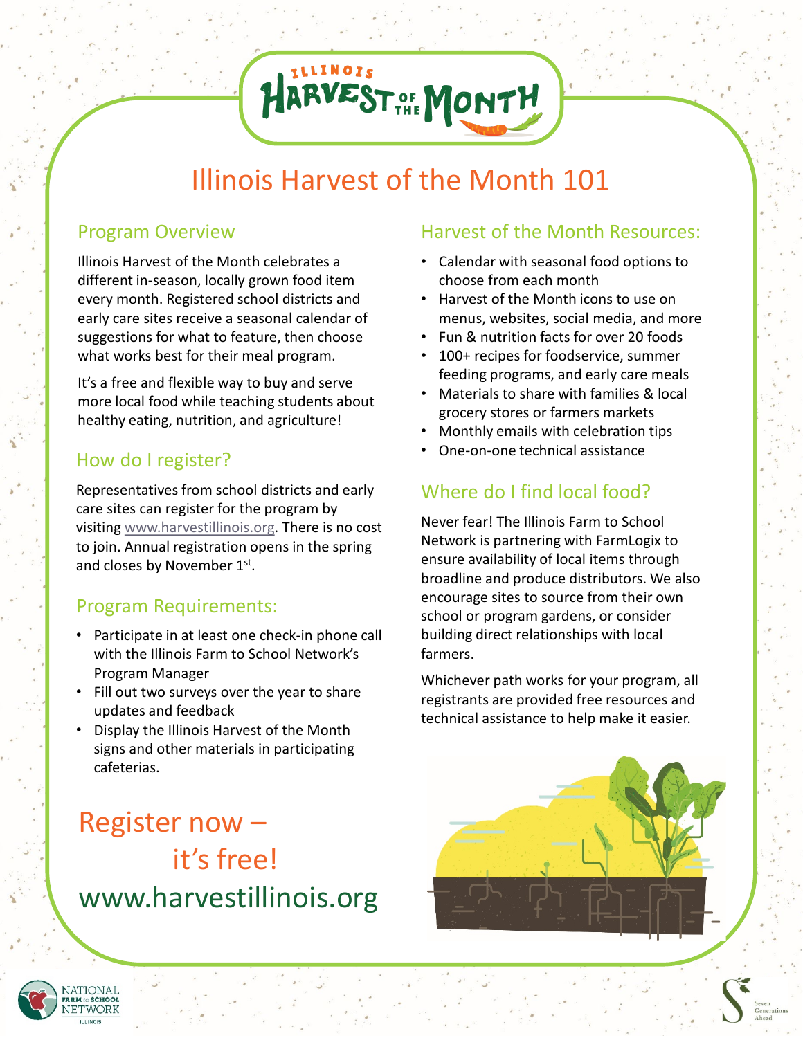# Illinois Harvest of the Month 101

## Program Overview

Illinois Harvest of the Month celebrates a different in-season, locally grown food item every month. Registered school districts and early care sites receive a seasonal calendar of suggestions for what to feature, then choose what works best for their meal program.

It's a free and flexible way to buy and serve more local food while teaching students about healthy eating, nutrition, and agriculture!

## How do I register?

Representatives from school districts and early care sites can register for the program by visiting www.harvestillinois.org. There is no cost to join. Annual registration opens in the spring and closes by November 1st.

## Program Requirements:

- Participate in at least one check-in phone call with the Illinois Farm to School Network's Program Manager
- Fill out two surveys over the year to share updates and feedback
- Display the Illinois Harvest of the Month signs and other materials in participating cafeterias.

## Harvest of the Month Resources:

- Calendar with seasonal food options to choose from each month
- Harvest of the Month icons to use on menus, websites, social media, and more
- Fun & nutrition facts for over 20 foods
- 100+ recipes for foodservice, summer feeding programs, and early care meals
- Materials to share with families & local grocery stores or farmers markets
- Monthly emails with celebration tips
- One-on-one technical assistance

## Where do I find local food?

Never fear! The Illinois Farm to School Network is partnering with FarmLogix to ensure availability of local items through broadline and produce distributors. We also encourage sites to source from their own school or program gardens, or consider building direct relationships with local farmers.

Whichever path works for your program, all registrants are provided free resources and technical assistance to help make it easier.

## Register now – it's free!

www.harvestillinois.org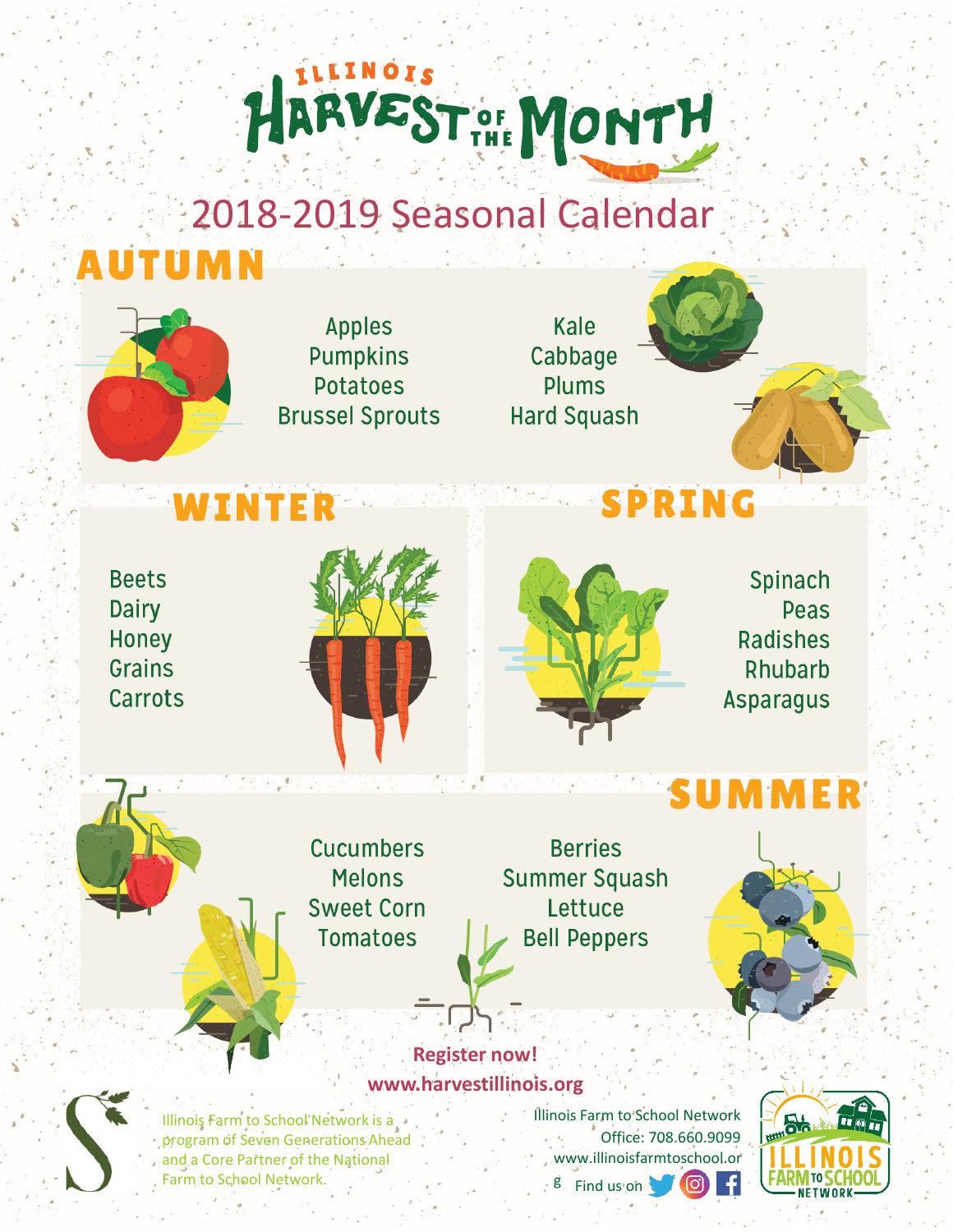# Illinois Harvest of the Month

## 2018-2019 Seasonal Calendar

### AUTUMN

Apples
Pumpkins
Potatoes
Brussel Sprouts

Kale
Cabbage
Plums
Hard Squash

### WINTER

Beets
Dairy
Honey
Grains
Carrots

### SPRING

Spinach
Peas
Radishes
Rhubarb
Asparagus

### SUMMER

Cucumbers
Melons
Sweet Corn
Tomatoes

Berries
Summer Squash
Lettuce
Bell Peppers

**Register now!**
**www.harvestillinois.org**

Illinois Farm to School Network is a program of Seven Generations Ahead and a Core Partner of the National Farm to School Network.

Illinois Farm to School Network
Office: 708.660.9099
www.illinoisfarmtoschool.org
Find us on

Illinois Farm to School Network